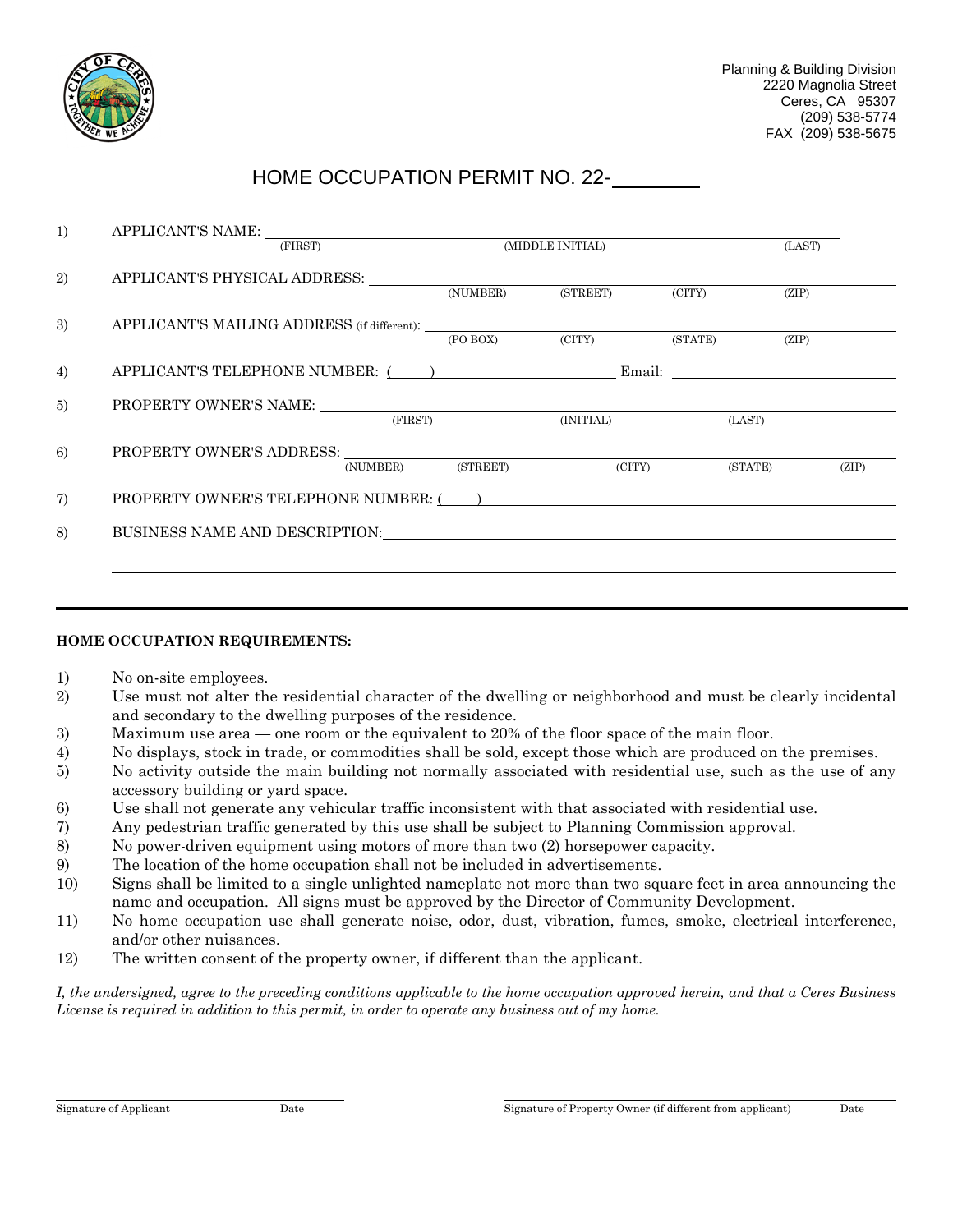Planning & Building Division
2220 Magnolia Street
Ceres, CA 95307
(209) 538-5774
FAX (209) 538-5675

# HOME OCCUPATION PERMIT NO. 22-________

1) APPLICANT'S NAME: ______________________________________________
(FIRST) (MIDDLE INITIAL) (LAST)

2) APPLICANT'S PHYSICAL ADDRESS: ______________________________________
(NUMBER) (STREET) (CITY) (ZIP)

3) APPLICANT'S MAILING ADDRESS (if different): ___________________________
(PO BOX) (CITY) (STATE) (ZIP)

4) APPLICANT'S TELEPHONE NUMBER: (____) ________________ Email: ________________

5) PROPERTY OWNER'S NAME: ______________________________________________
(FIRST) (INITIAL) (LAST)

6) PROPERTY OWNER'S ADDRESS: ___________________________________________
(NUMBER) (STREET) (CITY) (STATE) (ZIP)

7) PROPERTY OWNER'S TELEPHONE NUMBER: (____) ______________________________

8) BUSINESS NAME AND DESCRIPTION: ______________________________________

______________________________________________________________________

---

**HOME OCCUPATION REQUIREMENTS:**

1) No on-site employees.
2) Use must not alter the residential character of the dwelling or neighborhood and must be clearly incidental and secondary to the dwelling purposes of the residence.
3) Maximum use area — one room or the equivalent to 20% of the floor space of the main floor.
4) No displays, stock in trade, or commodities shall be sold, except those which are produced on the premises.
5) No activity outside the main building not normally associated with residential use, such as the use of any accessory building or yard space.
6) Use shall not generate any vehicular traffic inconsistent with that associated with residential use.
7) Any pedestrian traffic generated by this use shall be subject to Planning Commission approval.
8) No power-driven equipment using motors of more than two (2) horsepower capacity.
9) The location of the home occupation shall not be included in advertisements.
10) Signs shall be limited to a single unlighted nameplate not more than two square feet in area announcing the name and occupation. All signs must be approved by the Director of Community Development.
11) No home occupation use shall generate noise, odor, dust, vibration, fumes, smoke, electrical interference, and/or other nuisances.
12) The written consent of the property owner, if different than the applicant.

*I, the undersigned, agree to the preceding conditions applicable to the home occupation approved herein, and that a Ceres Business License is required in addition to this permit, in order to operate any business out of my home.*

______________________________ ______________________________
Signature of Applicant Date Signature of Property Owner (if different from applicant) Date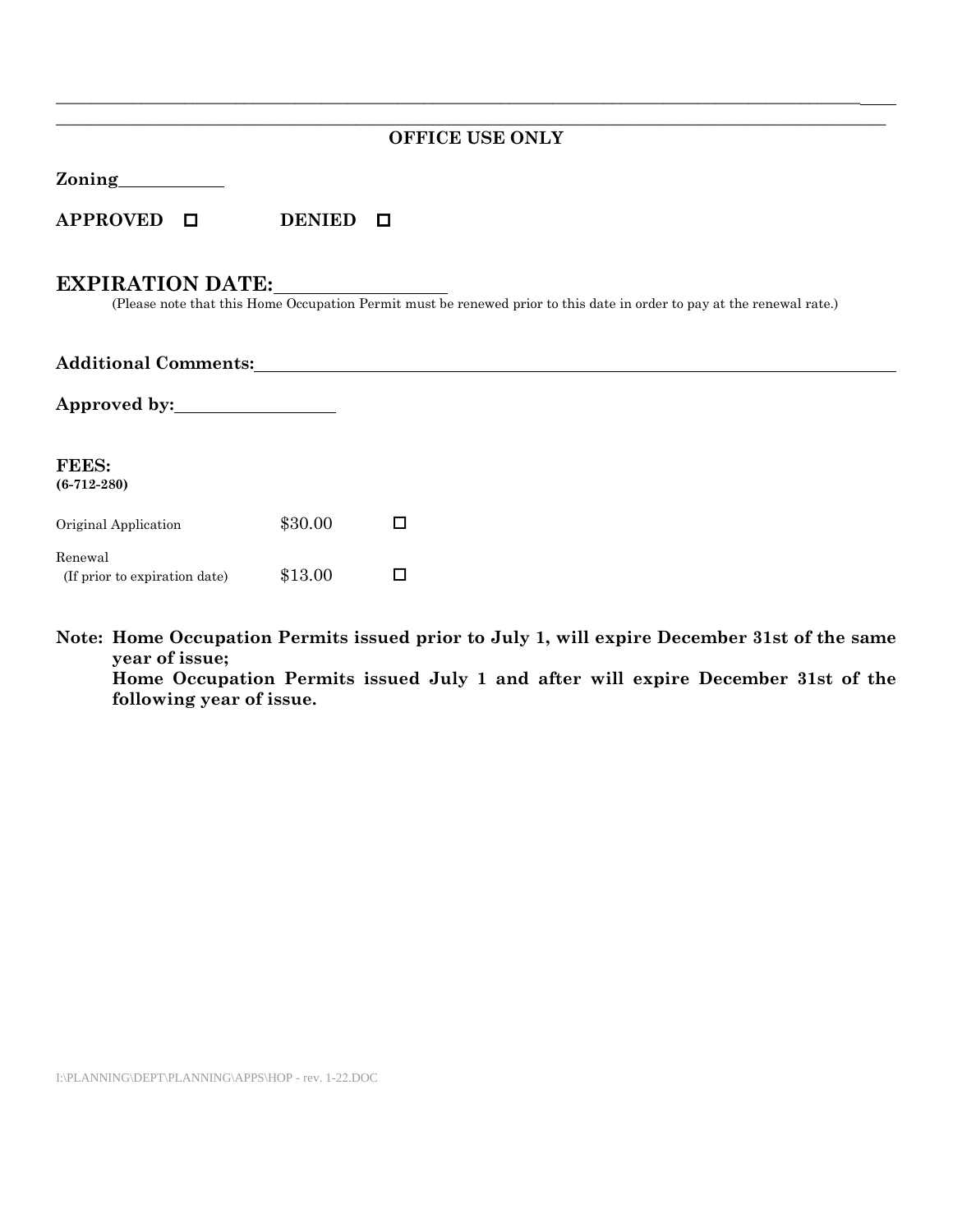---

---

**OFFICE USE ONLY**

**Zoning**\_\_\_\_\_\_\_\_\_\_

**APPROVED** ☐ **DENIED** ☐

## EXPIRATION DATE:\_\_\_\_\_\_\_\_\_\_\_\_\_\_

(Please note that this Home Occupation Permit must be renewed prior to this date in order to pay at the renewal rate.)

**Additional Comments:**\_\_\_\_\_\_\_\_\_\_\_\_\_\_\_\_\_\_\_\_\_\_\_\_\_\_\_\_\_\_\_\_\_\_\_\_\_\_\_\_\_\_\_\_\_\_\_\_\_\_

**Approved by:**\_\_\_\_\_\_\_\_\_\_\_\_\_\_

**FEES:**
**(6-712-280)**

| | | |
|---|---|---|
| Original Application | $30.00 | ☐ |
| Renewal (If prior to expiration date) | $13.00 | ☐ |

**Note: Home Occupation Permits issued prior to July 1, will expire December 31st of the same year of issue;**
**Home Occupation Permits issued July 1 and after will expire December 31st of the following year of issue.**

I:\PLANNING\DEPT\PLANNING\APPS\HOP - rev. 1-22.DOC